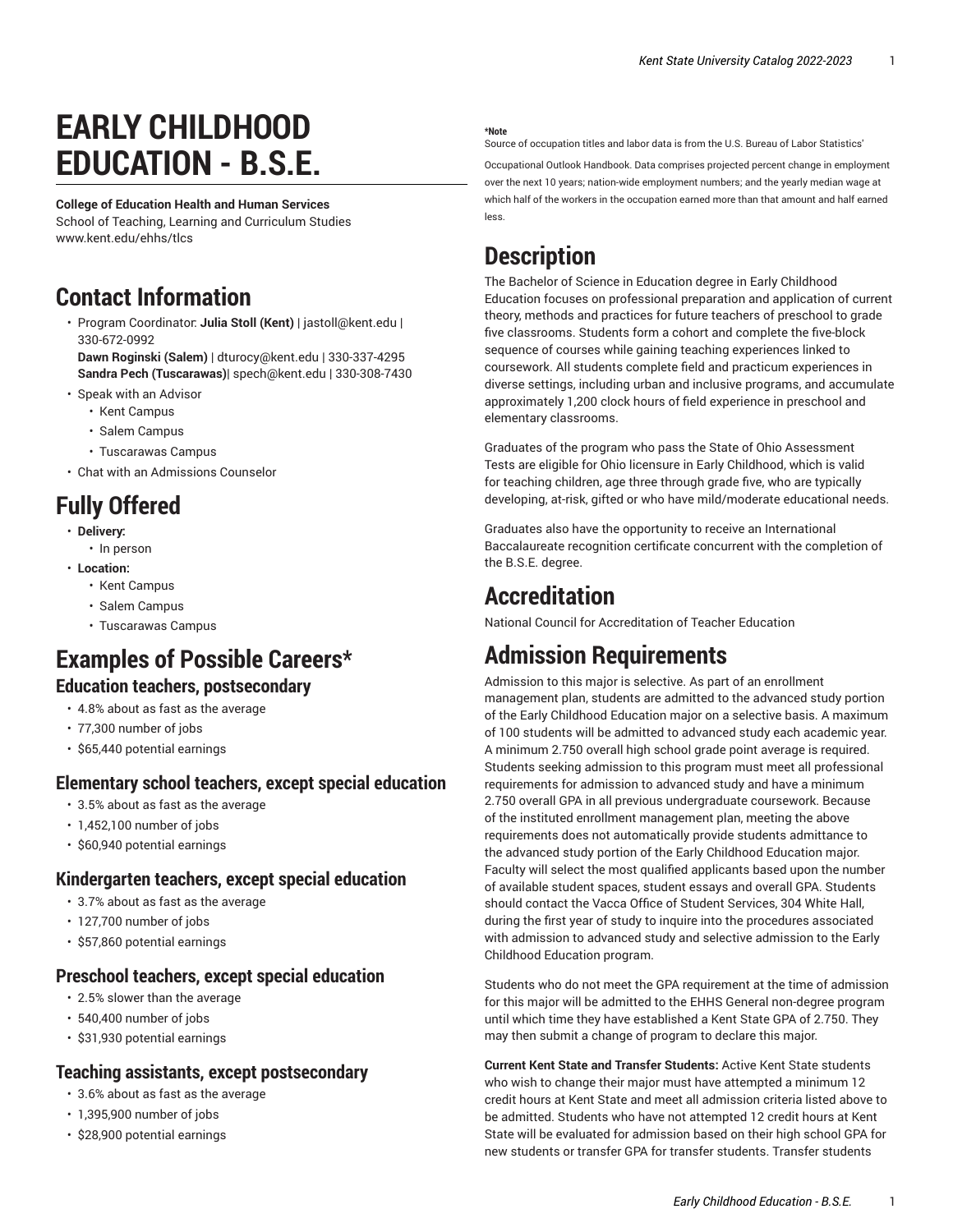# EARLY CHILDHOOD EDUCATION - B.S.E.

**College of Education Health and Human Services**
School of Teaching, Learning and Curriculum Studies
www.kent.edu/ehhs/tlcs

## Contact Information

- Program Coordinator: **Julia Stoll (Kent)** | jastoll@kent.edu | 330-672-0992
  **Dawn Roginski (Salem)** | dturocy@kent.edu | 330-337-4295
  **Sandra Pech (Tuscarawas)**| spech@kent.edu | 330-308-7430
- Speak with an Advisor
  - Kent Campus
  - Salem Campus
  - Tuscarawas Campus
- Chat with an Admissions Counselor

## Fully Offered

- **Delivery:**
  - In person
- **Location:**
  - Kent Campus
  - Salem Campus
  - Tuscarawas Campus

## Examples of Possible Careers*

### Education teachers, postsecondary

- 4.8% about as fast as the average
- 77,300 number of jobs
- $65,440 potential earnings

### Elementary school teachers, except special education

- 3.5% about as fast as the average
- 1,452,100 number of jobs
- $60,940 potential earnings

### Kindergarten teachers, except special education

- 3.7% about as fast as the average
- 127,700 number of jobs
- $57,860 potential earnings

### Preschool teachers, except special education

- 2.5% slower than the average
- 540,400 number of jobs
- $31,930 potential earnings

### Teaching assistants, except postsecondary

- 3.6% about as fast as the average
- 1,395,900 number of jobs
- $28,900 potential earnings

**\*Note**
Source of occupation titles and labor data is from the U.S. Bureau of Labor Statistics' Occupational Outlook Handbook. Data comprises projected percent change in employment over the next 10 years; nation-wide employment numbers; and the yearly median wage at which half of the workers in the occupation earned more than that amount and half earned less.

## Description

The Bachelor of Science in Education degree in Early Childhood Education focuses on professional preparation and application of current theory, methods and practices for future teachers of preschool to grade five classrooms. Students form a cohort and complete the five-block sequence of courses while gaining teaching experiences linked to coursework. All students complete field and practicum experiences in diverse settings, including urban and inclusive programs, and accumulate approximately 1,200 clock hours of field experience in preschool and elementary classrooms.

Graduates of the program who pass the State of Ohio Assessment Tests are eligible for Ohio licensure in Early Childhood, which is valid for teaching children, age three through grade five, who are typically developing, at-risk, gifted or who have mild/moderate educational needs.

Graduates also have the opportunity to receive an International Baccalaureate recognition certificate concurrent with the completion of the B.S.E. degree.

## Accreditation

National Council for Accreditation of Teacher Education

## Admission Requirements

Admission to this major is selective. As part of an enrollment management plan, students are admitted to the advanced study portion of the Early Childhood Education major on a selective basis. A maximum of 100 students will be admitted to advanced study each academic year. A minimum 2.750 overall high school grade point average is required. Students seeking admission to this program must meet all professional requirements for admission to advanced study and have a minimum 2.750 overall GPA in all previous undergraduate coursework. Because of the instituted enrollment management plan, meeting the above requirements does not automatically provide students admittance to the advanced study portion of the Early Childhood Education major. Faculty will select the most qualified applicants based upon the number of available student spaces, student essays and overall GPA. Students should contact the Vacca Office of Student Services, 304 White Hall, during the first year of study to inquire into the procedures associated with admission to advanced study and selective admission to the Early Childhood Education program.

Students who do not meet the GPA requirement at the time of admission for this major will be admitted to the EHHS General non-degree program until which time they have established a Kent State GPA of 2.750. They may then submit a change of program to declare this major.

**Current Kent State and Transfer Students:** Active Kent State students who wish to change their major must have attempted a minimum 12 credit hours at Kent State and meet all admission criteria listed above to be admitted. Students who have not attempted 12 credit hours at Kent State will be evaluated for admission based on their high school GPA for new students or transfer GPA for transfer students. Transfer students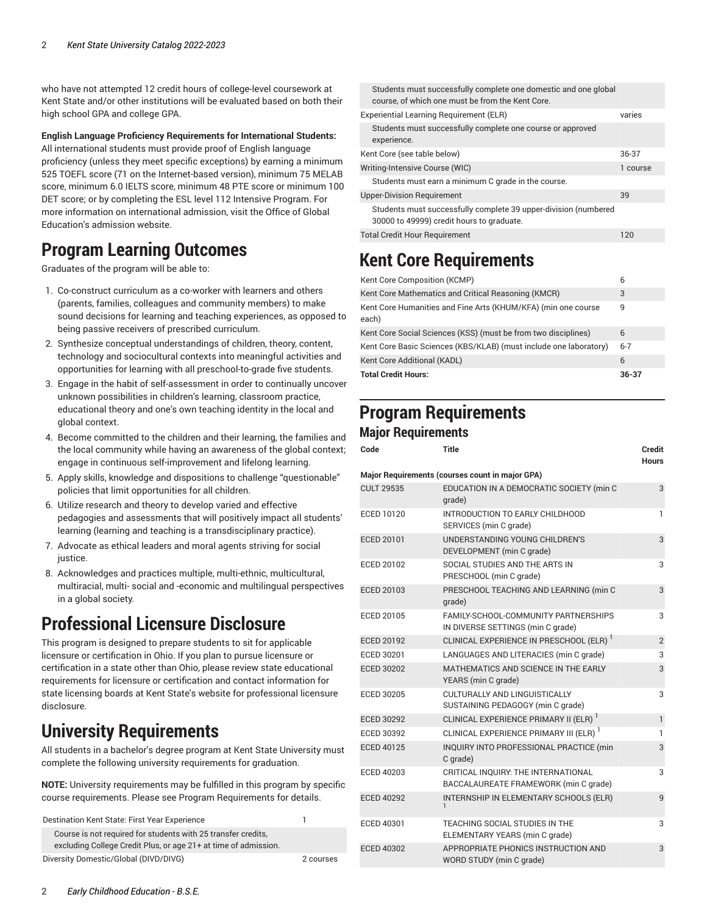who have not attempted 12 credit hours of college-level coursework at Kent State and/or other institutions will be evaluated based on both their high school GPA and college GPA.

**English Language Proficiency Requirements for International Students:** All international students must provide proof of English language proficiency (unless they meet specific exceptions) by earning a minimum 525 TOEFL score (71 on the Internet-based version), minimum 75 MELAB score, minimum 6.0 IELTS score, minimum 48 PTE score or minimum 100 DET score; or by completing the ESL level 112 Intensive Program. For more information on international admission, visit the Office of Global Education's admission website.

# Program Learning Outcomes

Graduates of the program will be able to:

1. Co-construct curriculum as a co-worker with learners and others (parents, families, colleagues and community members) to make sound decisions for learning and teaching experiences, as opposed to being passive receivers of prescribed curriculum.
2. Synthesize conceptual understandings of children, theory, content, technology and sociocultural contexts into meaningful activities and opportunities for learning with all preschool-to-grade five students.
3. Engage in the habit of self-assessment in order to continually uncover unknown possibilities in children's learning, classroom practice, educational theory and one's own teaching identity in the local and global context.
4. Become committed to the children and their learning, the families and the local community while having an awareness of the global context; engage in continuous self-improvement and lifelong learning.
5. Apply skills, knowledge and dispositions to challenge "questionable" policies that limit opportunities for all children.
6. Utilize research and theory to develop varied and effective pedagogies and assessments that will positively impact all students' learning (learning and teaching is a transdisciplinary practice).
7. Advocate as ethical leaders and moral agents striving for social justice.
8. Acknowledges and practices multiple, multi-ethnic, multicultural, multiracial, multi- social and -economic and multilingual perspectives in a global society.

# Professional Licensure Disclosure

This program is designed to prepare students to sit for applicable licensure or certification in Ohio. If you plan to pursue licensure or certification in a state other than Ohio, please review state educational requirements for licensure or certification and contact information for state licensing boards at Kent State's website for professional licensure disclosure.

# University Requirements

All students in a bachelor's degree program at Kent State University must complete the following university requirements for graduation.

**NOTE:** University requirements may be fulfilled in this program by specific course requirements. Please see Program Requirements for details.

| | |
|---|---|
| Destination Kent State: First Year Experience | 1 |
| Course is not required for students with 25 transfer credits, excluding College Credit Plus, or age 21+ at time of admission. | |
| Diversity Domestic/Global (DIVD/DIVG) | 2 courses |
| Students must successfully complete one domestic and one global course, of which one must be from the Kent Core. | |
| Experiential Learning Requirement (ELR) | varies |
| Students must successfully complete one course or approved experience. | |
| Kent Core (see table below) | 36-37 |
| Writing-Intensive Course (WIC) | 1 course |
| Students must earn a minimum C grade in the course. | |
| Upper-Division Requirement | 39 |
| Students must successfully complete 39 upper-division (numbered 30000 to 49999) credit hours to graduate. | |
| Total Credit Hour Requirement | 120 |

# Kent Core Requirements

| | |
|---|---|
| Kent Core Composition (KCMP) | 6 |
| Kent Core Mathematics and Critical Reasoning (KMCR) | 3 |
| Kent Core Humanities and Fine Arts (KHUM/KFA) (min one course each) | 9 |
| Kent Core Social Sciences (KSS) (must be from two disciplines) | 6 |
| Kent Core Basic Sciences (KBS/KLAB) (must include one laboratory) | 6-7 |
| Kent Core Additional (KADL) | 6 |
| **Total Credit Hours:** | **36-37** |

# Program Requirements

## Major Requirements

| Code | Title | Credit Hours |
|---|---|---|
| **Major Requirements (courses count in major GPA)** | | |
| CULT 29535 | EDUCATION IN A DEMOCRATIC SOCIETY (min C grade) | 3 |
| ECED 10120 | INTRODUCTION TO EARLY CHILDHOOD SERVICES (min C grade) | 1 |
| ECED 20101 | UNDERSTANDING YOUNG CHILDREN'S DEVELOPMENT (min C grade) | 3 |
| ECED 20102 | SOCIAL STUDIES AND THE ARTS IN PRESCHOOL (min C grade) | 3 |
| ECED 20103 | PRESCHOOL TEACHING AND LEARNING (min C grade) | 3 |
| ECED 20105 | FAMILY-SCHOOL-COMMUNITY PARTNERSHIPS IN DIVERSE SETTINGS (min C grade) | 3 |
| ECED 20192 | CLINICAL EXPERIENCE IN PRESCHOOL (ELR) [1] | 2 |
| ECED 30201 | LANGUAGES AND LITERACIES (min C grade) | 3 |
| ECED 30202 | MATHEMATICS AND SCIENCE IN THE EARLY YEARS (min C grade) | 3 |
| ECED 30205 | CULTURALLY AND LINGUISTICALLY SUSTAINING PEDAGOGY (min C grade) | 3 |
| ECED 30292 | CLINICAL EXPERIENCE PRIMARY II (ELR) [1] | 1 |
| ECED 30392 | CLINICAL EXPERIENCE PRIMARY III (ELR) [1] | 1 |
| ECED 40125 | INQUIRY INTO PROFESSIONAL PRACTICE (min C grade) | 3 |
| ECED 40203 | CRITICAL INQUIRY: THE INTERNATIONAL BACCALAUREATE FRAMEWORK (min C grade) | 3 |
| ECED 40292 | INTERNSHIP IN ELEMENTARY SCHOOLS (ELR) [1] | 9 |
| ECED 40301 | TEACHING SOCIAL STUDIES IN THE ELEMENTARY YEARS (min C grade) | 3 |
| ECED 40302 | APPROPRIATE PHONICS INSTRUCTION AND WORD STUDY (min C grade) | 3 |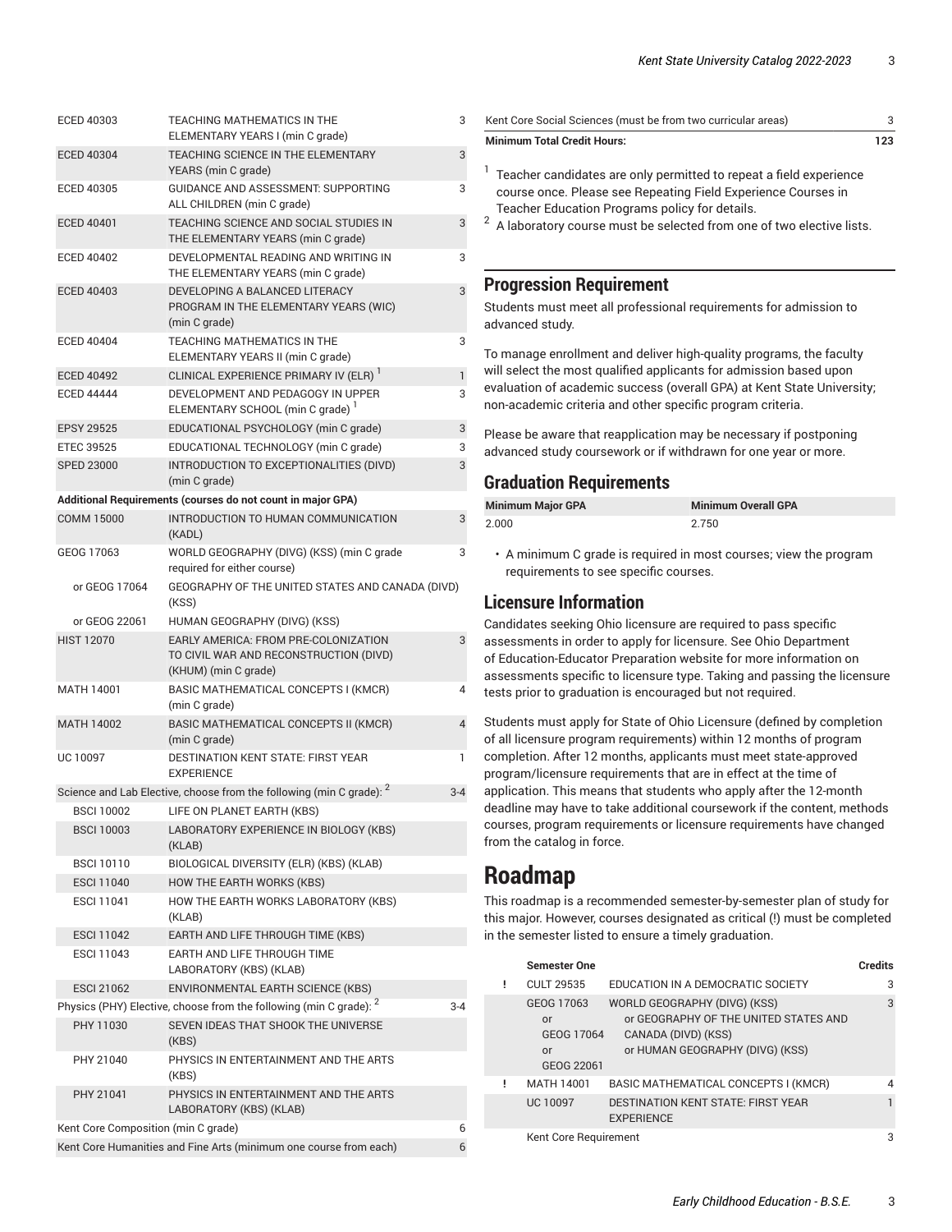| | | |
|---|---|---|
| ECED 40303 | TEACHING MATHEMATICS IN THE ELEMENTARY YEARS I (min C grade) | 3 |
| ECED 40304 | TEACHING SCIENCE IN THE ELEMENTARY YEARS (min C grade) | 3 |
| ECED 40305 | GUIDANCE AND ASSESSMENT: SUPPORTING ALL CHILDREN (min C grade) | 3 |
| ECED 40401 | TEACHING SCIENCE AND SOCIAL STUDIES IN THE ELEMENTARY YEARS (min C grade) | 3 |
| ECED 40402 | DEVELOPMENTAL READING AND WRITING IN THE ELEMENTARY YEARS (min C grade) | 3 |
| ECED 40403 | DEVELOPING A BALANCED LITERACY PROGRAM IN THE ELEMENTARY YEARS (WIC) (min C grade) | 3 |
| ECED 40404 | TEACHING MATHEMATICS IN THE ELEMENTARY YEARS II (min C grade) | 3 |
| ECED 40492 | CLINICAL EXPERIENCE PRIMARY IV (ELR) [1] | 1 |
| ECED 44444 | DEVELOPMENT AND PEDAGOGY IN UPPER ELEMENTARY SCHOOL (min C grade) [1] | 3 |
| EPSY 29525 | EDUCATIONAL PSYCHOLOGY (min C grade) | 3 |
| ETEC 39525 | EDUCATIONAL TECHNOLOGY (min C grade) | 3 |
| SPED 23000 | INTRODUCTION TO EXCEPTIONALITIES (DIVD) (min C grade) | 3 |
| **Additional Requirements (courses do not count in major GPA)** | | |
| COMM 15000 | INTRODUCTION TO HUMAN COMMUNICATION (KADL) | 3 |
| GEOG 17063 | WORLD GEOGRAPHY (DIVG) (KSS) (min C grade required for either course) | 3 |
| or GEOG 17064 | GEOGRAPHY OF THE UNITED STATES AND CANADA (DIVD) (KSS) | |
| or GEOG 22061 | HUMAN GEOGRAPHY (DIVG) (KSS) | |
| HIST 12070 | EARLY AMERICA: FROM PRE-COLONIZATION TO CIVIL WAR AND RECONSTRUCTION (DIVD) (KHUM) (min C grade) | 3 |
| MATH 14001 | BASIC MATHEMATICAL CONCEPTS I (KMCR) (min C grade) | 4 |
| MATH 14002 | BASIC MATHEMATICAL CONCEPTS II (KMCR) (min C grade) | 4 |
| UC 10097 | DESTINATION KENT STATE: FIRST YEAR EXPERIENCE | 1 |
| Science and Lab Elective, choose from the following (min C grade): [2] | | 3-4 |
| BSCI 10002 | LIFE ON PLANET EARTH (KBS) | |
| BSCI 10003 | LABORATORY EXPERIENCE IN BIOLOGY (KBS) (KLAB) | |
| BSCI 10110 | BIOLOGICAL DIVERSITY (ELR) (KBS) (KLAB) | |
| ESCI 11040 | HOW THE EARTH WORKS (KBS) | |
| ESCI 11041 | HOW THE EARTH WORKS LABORATORY (KBS) (KLAB) | |
| ESCI 11042 | EARTH AND LIFE THROUGH TIME (KBS) | |
| ESCI 11043 | EARTH AND LIFE THROUGH TIME LABORATORY (KBS) (KLAB) | |
| ESCI 21062 | ENVIRONMENTAL EARTH SCIENCE (KBS) | |
| Physics (PHY) Elective, choose from the following (min C grade): [2] | | 3-4 |
| PHY 11030 | SEVEN IDEAS THAT SHOOK THE UNIVERSE (KBS) | |
| PHY 21040 | PHYSICS IN ENTERTAINMENT AND THE ARTS (KBS) | |
| PHY 21041 | PHYSICS IN ENTERTAINMENT AND THE ARTS LABORATORY (KBS) (KLAB) | |
| Kent Core Composition (min C grade) | | 6 |
| Kent Core Humanities and Fine Arts (minimum one course from each) | | 6 |
| Kent Core Social Sciences (must be from two curricular areas) | | 3 |
| **Minimum Total Credit Hours:** | | **123** |

[1] Teacher candidates are only permitted to repeat a field experience course once. Please see Repeating Field Experience Courses in Teacher Education Programs policy for details.

[2] A laboratory course must be selected from one of two elective lists.

## Progression Requirement

Students must meet all professional requirements for admission to advanced study.

To manage enrollment and deliver high-quality programs, the faculty will select the most qualified applicants for admission based upon evaluation of academic success (overall GPA) at Kent State University; non-academic criteria and other specific program criteria.

Please be aware that reapplication may be necessary if postponing advanced study coursework or if withdrawn for one year or more.

## Graduation Requirements

| Minimum Major GPA | Minimum Overall GPA |
|---|---|
| 2.000 | 2.750 |

- A minimum C grade is required in most courses; view the program requirements to see specific courses.

## Licensure Information

Candidates seeking Ohio licensure are required to pass specific assessments in order to apply for licensure. See Ohio Department of Education-Educator Preparation website for more information on assessments specific to licensure type. Taking and passing the licensure tests prior to graduation is encouraged but not required.

Students must apply for State of Ohio Licensure (defined by completion of all licensure program requirements) within 12 months of program completion. After 12 months, applicants must meet state-approved program/licensure requirements that are in effect at the time of application. This means that students who apply after the 12-month deadline may have to take additional coursework if the content, methods courses, program requirements or licensure requirements have changed from the catalog in force.

# Roadmap

This roadmap is a recommended semester-by-semester plan of study for this major. However, courses designated as critical (!) must be completed in the semester listed to ensure a timely graduation.

| | Semester One | | Credits |
|---|---|---|---|
| ! | CULT 29535 | EDUCATION IN A DEMOCRATIC SOCIETY | 3 |
| | GEOG 17063 or GEOG 17064 or GEOG 22061 | WORLD GEOGRAPHY (DIVG) (KSS) or GEOGRAPHY OF THE UNITED STATES AND CANADA (DIVD) (KSS) or HUMAN GEOGRAPHY (DIVG) (KSS) | 3 |
| ! | MATH 14001 | BASIC MATHEMATICAL CONCEPTS I (KMCR) | 4 |
| | UC 10097 | DESTINATION KENT STATE: FIRST YEAR EXPERIENCE | 1 |
| | Kent Core Requirement | | 3 |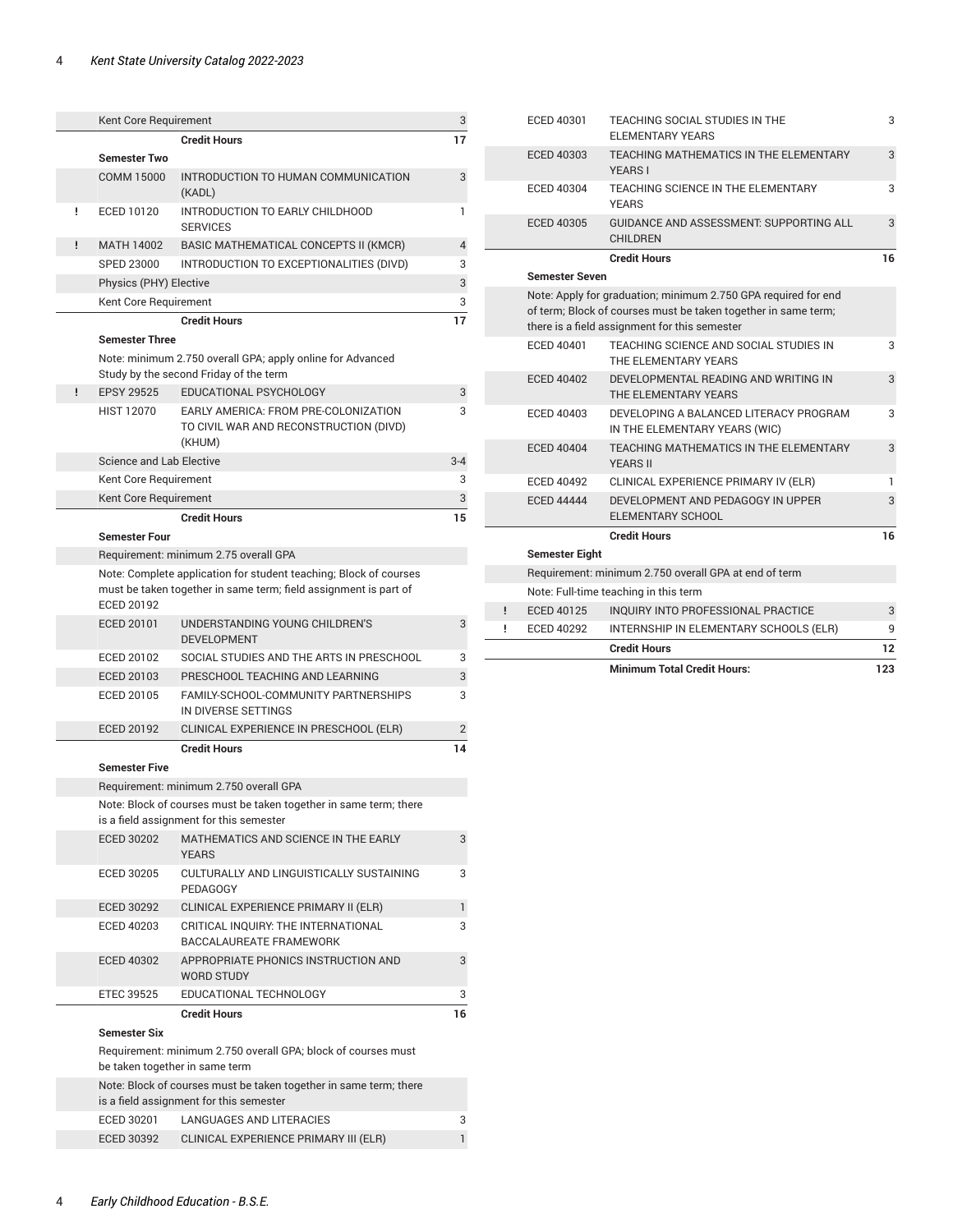| | | | |
|---|---|---|---|
| | Kent Core Requirement | | 3 |
| | | **Credit Hours** | **17** |
| | **Semester Two** | | |
| | COMM 15000 | INTRODUCTION TO HUMAN COMMUNICATION (KADL) | 3 |
| ! | ECED 10120 | INTRODUCTION TO EARLY CHILDHOOD SERVICES | 1 |
| ! | MATH 14002 | BASIC MATHEMATICAL CONCEPTS II (KMCR) | 4 |
| | SPED 23000 | INTRODUCTION TO EXCEPTIONALITIES (DIVD) | 3 |
| | Physics (PHY) Elective | | 3 |
| | Kent Core Requirement | | 3 |
| | | **Credit Hours** | **17** |
| | **Semester Three** | | |
| | Note: minimum 2.750 overall GPA; apply online for Advanced Study by the second Friday of the term | | |
| ! | EPSY 29525 | EDUCATIONAL PSYCHOLOGY | 3 |
| | HIST 12070 | EARLY AMERICA: FROM PRE-COLONIZATION TO CIVIL WAR AND RECONSTRUCTION (DIVD) (KHUM) | 3 |
| | Science and Lab Elective | | 3-4 |
| | Kent Core Requirement | | 3 |
| | Kent Core Requirement | | 3 |
| | | **Credit Hours** | **15** |
| | **Semester Four** | | |
| | Requirement: minimum 2.75 overall GPA | | |
| | Note: Complete application for student teaching; Block of courses must be taken together in same term; field assignment is part of ECED 20192 | | |
| | ECED 20101 | UNDERSTANDING YOUNG CHILDREN'S DEVELOPMENT | 3 |
| | ECED 20102 | SOCIAL STUDIES AND THE ARTS IN PRESCHOOL | 3 |
| | ECED 20103 | PRESCHOOL TEACHING AND LEARNING | 3 |
| | ECED 20105 | FAMILY-SCHOOL-COMMUNITY PARTNERSHIPS IN DIVERSE SETTINGS | 3 |
| | ECED 20192 | CLINICAL EXPERIENCE IN PRESCHOOL (ELR) | 2 |
| | | **Credit Hours** | **14** |
| | **Semester Five** | | |
| | Requirement: minimum 2.750 overall GPA | | |
| | Note: Block of courses must be taken together in same term; there is a field assignment for this semester | | |
| | ECED 30202 | MATHEMATICS AND SCIENCE IN THE EARLY YEARS | 3 |
| | ECED 30205 | CULTURALLY AND LINGUISTICALLY SUSTAINING PEDAGOGY | 3 |
| | ECED 30292 | CLINICAL EXPERIENCE PRIMARY II (ELR) | 1 |
| | ECED 40203 | CRITICAL INQUIRY: THE INTERNATIONAL BACCALAUREATE FRAMEWORK | 3 |
| | ECED 40302 | APPROPRIATE PHONICS INSTRUCTION AND WORD STUDY | 3 |
| | ETEC 39525 | EDUCATIONAL TECHNOLOGY | 3 |
| | | **Credit Hours** | **16** |
| | **Semester Six** | | |
| | Requirement: minimum 2.750 overall GPA; block of courses must be taken together in same term | | |
| | Note: Block of courses must be taken together in same term; there is a field assignment for this semester | | |
| | ECED 30201 | LANGUAGES AND LITERACIES | 3 |
| | ECED 30392 | CLINICAL EXPERIENCE PRIMARY III (ELR) | 1 |
| | ECED 40301 | TEACHING SOCIAL STUDIES IN THE ELEMENTARY YEARS | 3 |
| | ECED 40303 | TEACHING MATHEMATICS IN THE ELEMENTARY YEARS I | 3 |
| | ECED 40304 | TEACHING SCIENCE IN THE ELEMENTARY YEARS | 3 |
| | ECED 40305 | GUIDANCE AND ASSESSMENT: SUPPORTING ALL CHILDREN | 3 |
| | | **Credit Hours** | **16** |
| | **Semester Seven** | | |
| | Note: Apply for graduation; minimum 2.750 GPA required for end of term; Block of courses must be taken together in same term; there is a field assignment for this semester | | |
| | ECED 40401 | TEACHING SCIENCE AND SOCIAL STUDIES IN THE ELEMENTARY YEARS | 3 |
| | ECED 40402 | DEVELOPMENTAL READING AND WRITING IN THE ELEMENTARY YEARS | 3 |
| | ECED 40403 | DEVELOPING A BALANCED LITERACY PROGRAM IN THE ELEMENTARY YEARS (WIC) | 3 |
| | ECED 40404 | TEACHING MATHEMATICS IN THE ELEMENTARY YEARS II | 3 |
| | ECED 40492 | CLINICAL EXPERIENCE PRIMARY IV (ELR) | 1 |
| | ECED 44444 | DEVELOPMENT AND PEDAGOGY IN UPPER ELEMENTARY SCHOOL | 3 |
| | | **Credit Hours** | **16** |
| | **Semester Eight** | | |
| | Requirement: minimum 2.750 overall GPA at end of term | | |
| | Note: Full-time teaching in this term | | |
| ! | ECED 40125 | INQUIRY INTO PROFESSIONAL PRACTICE | 3 |
| ! | ECED 40292 | INTERNSHIP IN ELEMENTARY SCHOOLS (ELR) | 9 |
| | | **Credit Hours** | **12** |
| | | **Minimum Total Credit Hours:** | **123** |